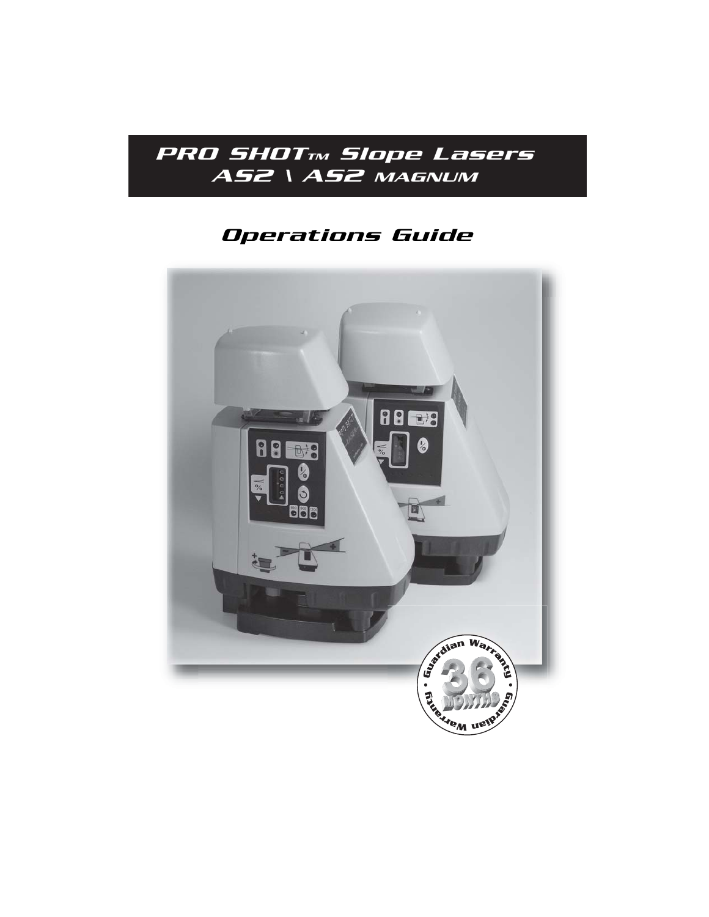# PRO SHOT™ Slope Lasers
## AS2 \ AS2 MAGNUM

## Operations Guide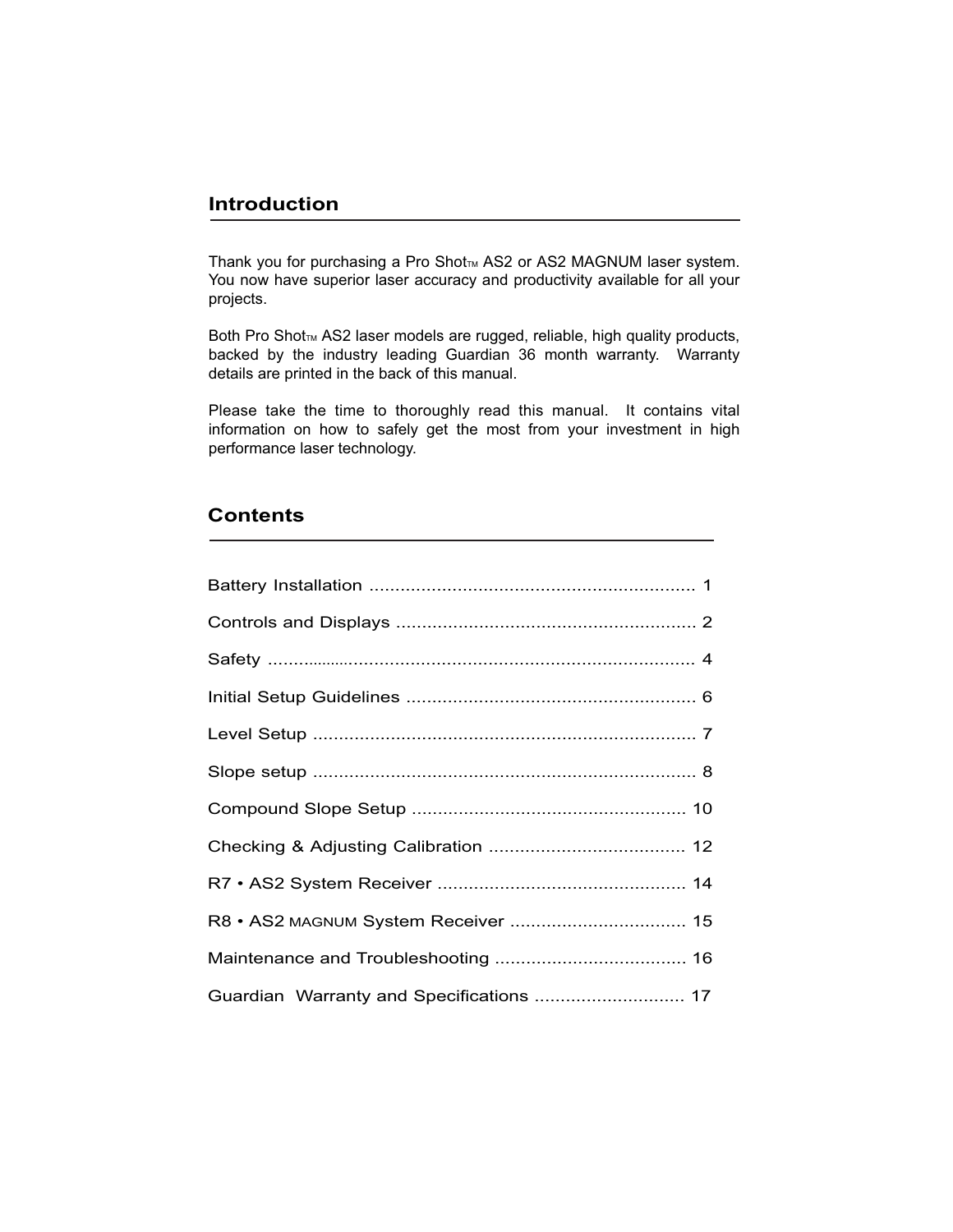## Introduction

Thank you for purchasing a Pro Shot™ AS2 or AS2 MAGNUM laser system. You now have superior laser accuracy and productivity available for all your projects.

Both Pro Shot™ AS2 laser models are rugged, reliable, high quality products, backed by the industry leading Guardian 36 month warranty. Warranty details are printed in the back of this manual.

Please take the time to thoroughly read this manual. It contains vital information on how to safely get the most from your investment in high performance laser technology.

## Contents

Battery Installation .............................................................. 1

Controls and Displays ......................................................... 2

Safety ..................................................................................... 4

Initial Setup Guidelines ....................................................... 6

Level Setup .......................................................................... 7

Slope setup .......................................................................... 8

Compound Slope Setup .................................................... 10

Checking & Adjusting Calibration ..................................... 12

R7 • AS2 System Receiver ................................................ 14

R8 • AS2 MAGNUM System Receiver .................................. 15

Maintenance and Troubleshooting .................................... 16

Guardian Warranty and Specifications ............................. 17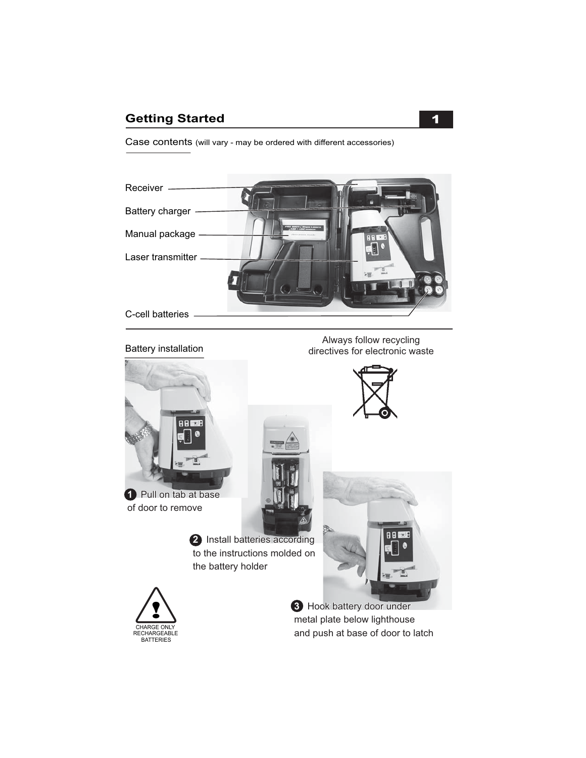## Getting Started

Case contents (will vary - may be ordered with different accessories)

Receiver

Battery charger

Manual package

Laser transmitter

C-cell batteries

Battery installation

Always follow recycling directives for electronic waste

1. Pull on tab at base of door to remove
2. Install batteries according to the instructions molded on the battery holder
3. Hook battery door under metal plate below lighthouse and push at base of door to latch

CHARGE ONLY RECHARGEABLE BATTERIES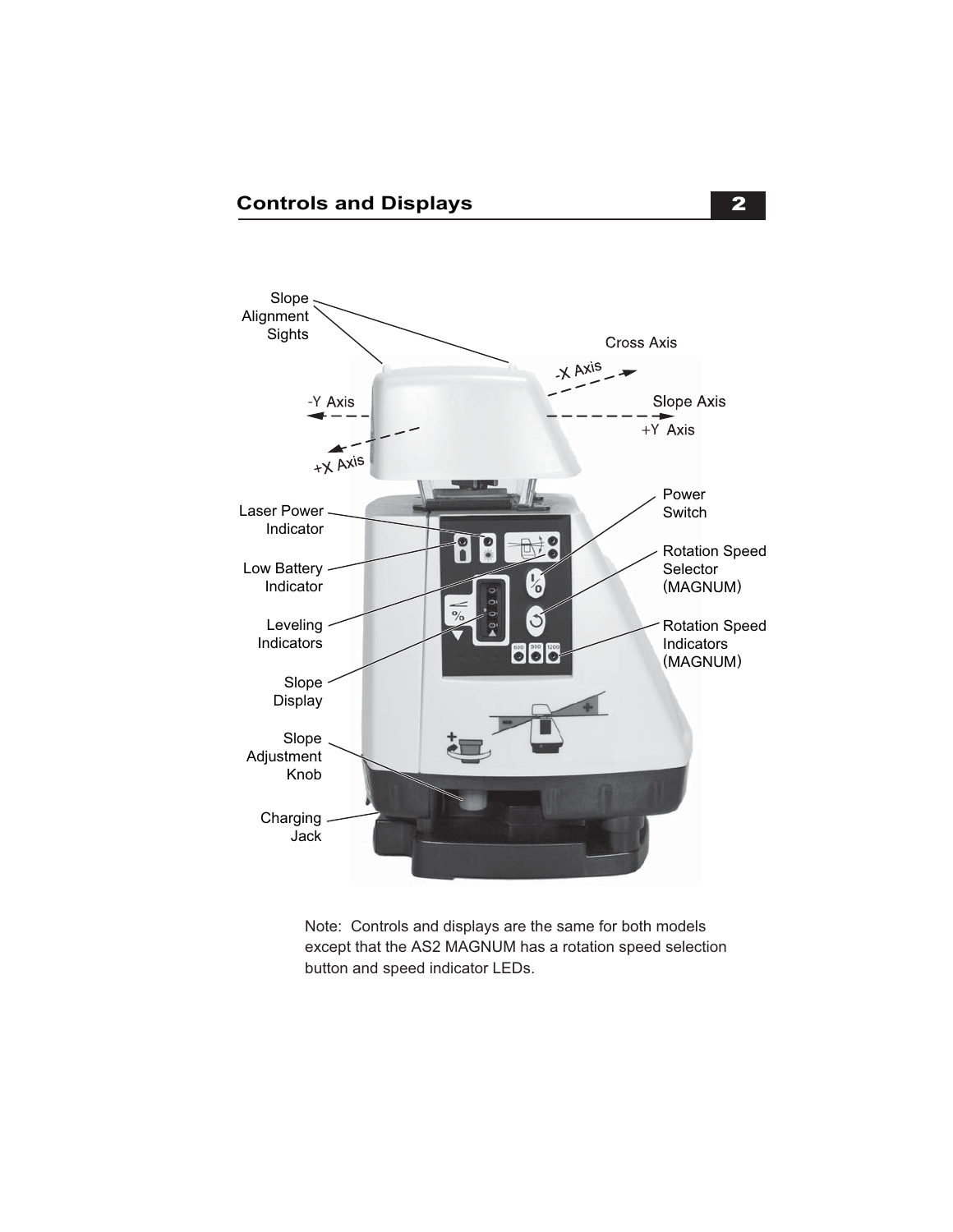## Controls and Displays

Slope Alignment Sights

Cross Axis

-X Axis

-Y Axis

Slope Axis

+Y Axis

+X Axis

Laser Power Indicator

Low Battery Indicator

Leveling Indicators

Slope Display

Slope Adjustment Knob

Charging Jack

Power Switch

Rotation Speed Selector (MAGNUM)

Rotation Speed Indicators (MAGNUM)

Note: Controls and displays are the same for both models except that the AS2 MAGNUM has a rotation speed selection button and speed indicator LEDs.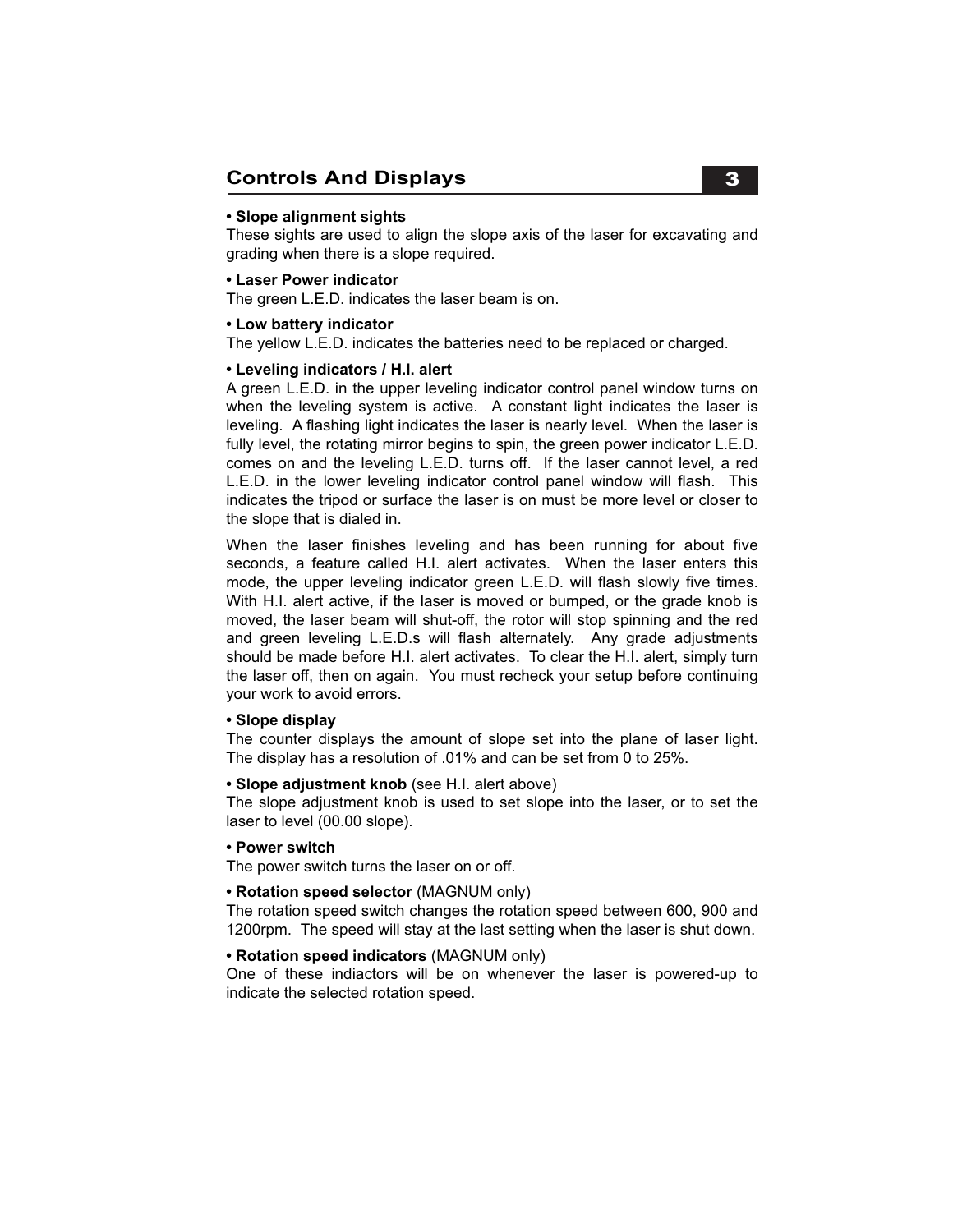## Controls And Displays

**• Slope alignment sights**
These sights are used to align the slope axis of the laser for excavating and grading when there is a slope required.

**• Laser Power indicator**
The green L.E.D. indicates the laser beam is on.

**• Low battery indicator**
The yellow L.E.D. indicates the batteries need to be replaced or charged.

**• Leveling indicators / H.I. alert**
A green L.E.D. in the upper leveling indicator control panel window turns on when the leveling system is active. A constant light indicates the laser is leveling. A flashing light indicates the laser is nearly level. When the laser is fully level, the rotating mirror begins to spin, the green power indicator L.E.D. comes on and the leveling L.E.D. turns off. If the laser cannot level, a red L.E.D. in the lower leveling indicator control panel window will flash. This indicates the tripod or surface the laser is on must be more level or closer to the slope that is dialed in.

When the laser finishes leveling and has been running for about five seconds, a feature called H.I. alert activates. When the laser enters this mode, the upper leveling indicator green L.E.D. will flash slowly five times. With H.I. alert active, if the laser is moved or bumped, or the grade knob is moved, the laser beam will shut-off, the rotor will stop spinning and the red and green leveling L.E.D.s will flash alternately. Any grade adjustments should be made before H.I. alert activates. To clear the H.I. alert, simply turn the laser off, then on again. You must recheck your setup before continuing your work to avoid errors.

**• Slope display**
The counter displays the amount of slope set into the plane of laser light. The display has a resolution of .01% and can be set from 0 to 25%.

**• Slope adjustment knob** (see H.I. alert above)
The slope adjustment knob is used to set slope into the laser, or to set the laser to level (00.00 slope).

**• Power switch**
The power switch turns the laser on or off.

**• Rotation speed selector** (MAGNUM only)
The rotation speed switch changes the rotation speed between 600, 900 and 1200rpm. The speed will stay at the last setting when the laser is shut down.

**• Rotation speed indicators** (MAGNUM only)
One of these indiactors will be on whenever the laser is powered-up to indicate the selected rotation speed.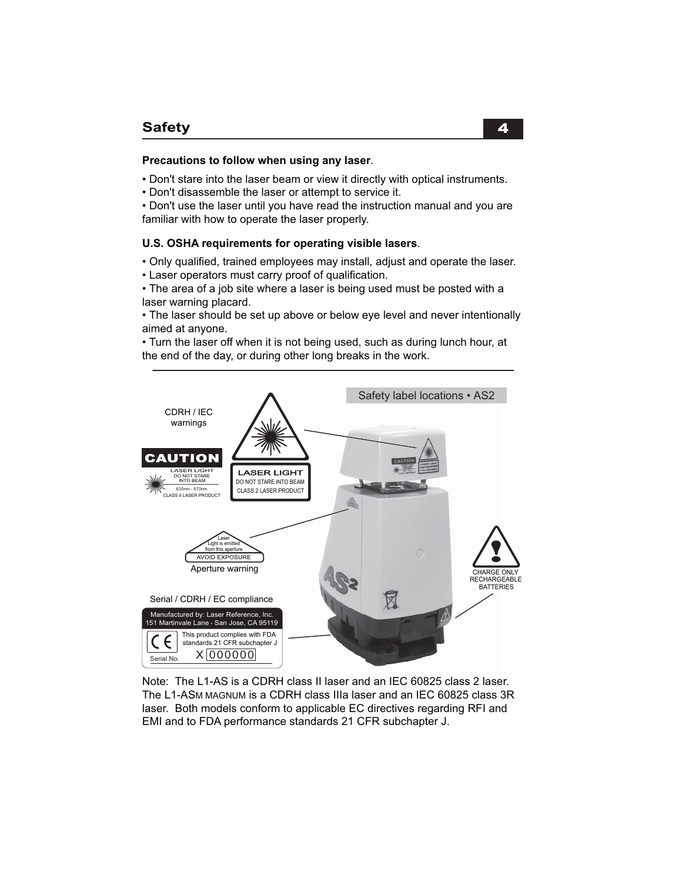## Safety

**Precautions to follow when using any laser**.

- Don't stare into the laser beam or view it directly with optical instruments.
- Don't disassemble the laser or attempt to service it.
- Don't use the laser until you have read the instruction manual and you are familiar with how to operate the laser properly.

**U.S. OSHA requirements for operating visible lasers**.

- Only qualified, trained employees may install, adjust and operate the laser.
- Laser operators must carry proof of qualification.
- The area of a job site where a laser is being used must be posted with a laser warning placard.
- The laser should be set up above or below eye level and never intentionally aimed at anyone.
- Turn the laser off when it is not being used, such as during lunch hour, at the end of the day, or during other long breaks in the work.

---

Safety label locations • AS2

CDRH / IEC warnings

CAUTION
LASER LIGHT
DO NOT STARE INTO BEAM
635nm - 670nm
CLASS II LASER PRODUCT

LASER LIGHT
DO NOT STARE INTO BEAM
CLASS 2 LASER PRODUCT

Laser Light is emitted from this aperture
AVOID EXPOSURE

Aperture warning

CHARGE ONLY RECHARGEABLE BATTERIES

Serial / CDRH / EC compliance

Manufactured by: Laser Reference, Inc.
151 Martinvale Lane · San Jose, CA 95119
This product complies with FDA standards 21 CFR subchapter J
Serial No. X 000000

Note: The L1-AS is a CDRH class II laser and an IEC 60825 class 2 laser. The L1-ASM MAGNUM is a CDRH class IIIa laser and an IEC 60825 class 3R laser. Both models conform to applicable EC directives regarding RFI and EMI and to FDA performance standards 21 CFR subchapter J.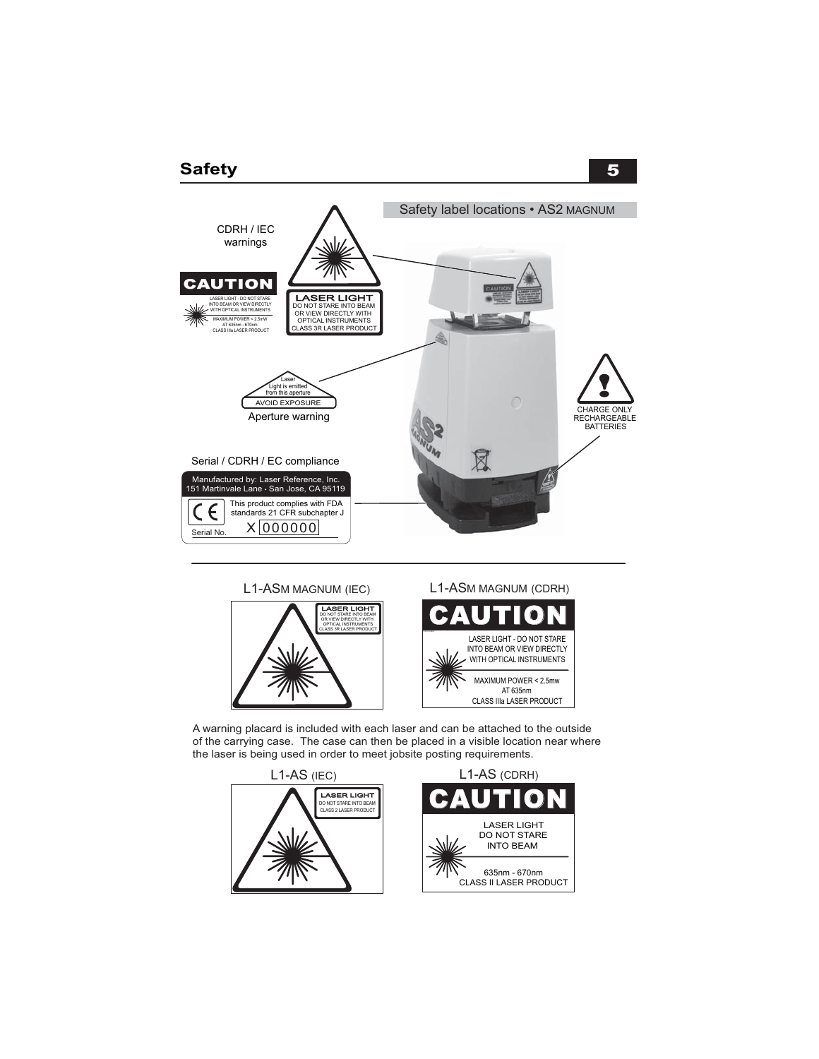# Safety

## Safety label locations • AS2 MAGNUM

CDRH / IEC warnings

**CAUTION**

LASER LIGHT - DO NOT STARE INTO BEAM OR VIEW DIRECTLY WITH OPTICAL INSTRUMENTS

MAXIMUM POWER < 2.5mW AT 635nm - 670nm CLASS IIIa LASER PRODUCT

**LASER LIGHT**
DO NOT STARE INTO BEAM OR VIEW DIRECTLY WITH OPTICAL INSTRUMENTS
CLASS 3R LASER PRODUCT

Laser Light is emitted from this aperture
AVOID EXPOSURE

Aperture warning

CHARGE ONLY RECHARGEABLE BATTERIES

Serial / CDRH / EC compliance

Manufactured by: Laser Reference, Inc.
151 Martinvale Lane · San Jose, CA 95119

This product complies with FDA standards 21 CFR subchapter J

Serial No. X 000000

---

**L1-ASM MAGNUM (IEC)**

LASER LIGHT
DO NOT STARE INTO BEAM OR VIEW DIRECTLY WITH OPTICAL INSTRUMENTS
CLASS 3R LASER PRODUCT

**L1-ASM MAGNUM (CDRH)**

CAUTION

LASER LIGHT - DO NOT STARE INTO BEAM OR VIEW DIRECTLY WITH OPTICAL INSTRUMENTS

MAXIMUM POWER < 2.5mw AT 635nm
CLASS IIIa LASER PRODUCT

A warning placard is included with each laser and can be attached to the outside of the carrying case. The case can then be placed in a visible location near where the laser is being used in order to meet jobsite posting requirements.

**L1-AS (IEC)**

LASER LIGHT
DO NOT STARE INTO BEAM
CLASS 2 LASER PRODUCT

**L1-AS (CDRH)**

CAUTION

LASER LIGHT
DO NOT STARE INTO BEAM

635nm - 670nm
CLASS II LASER PRODUCT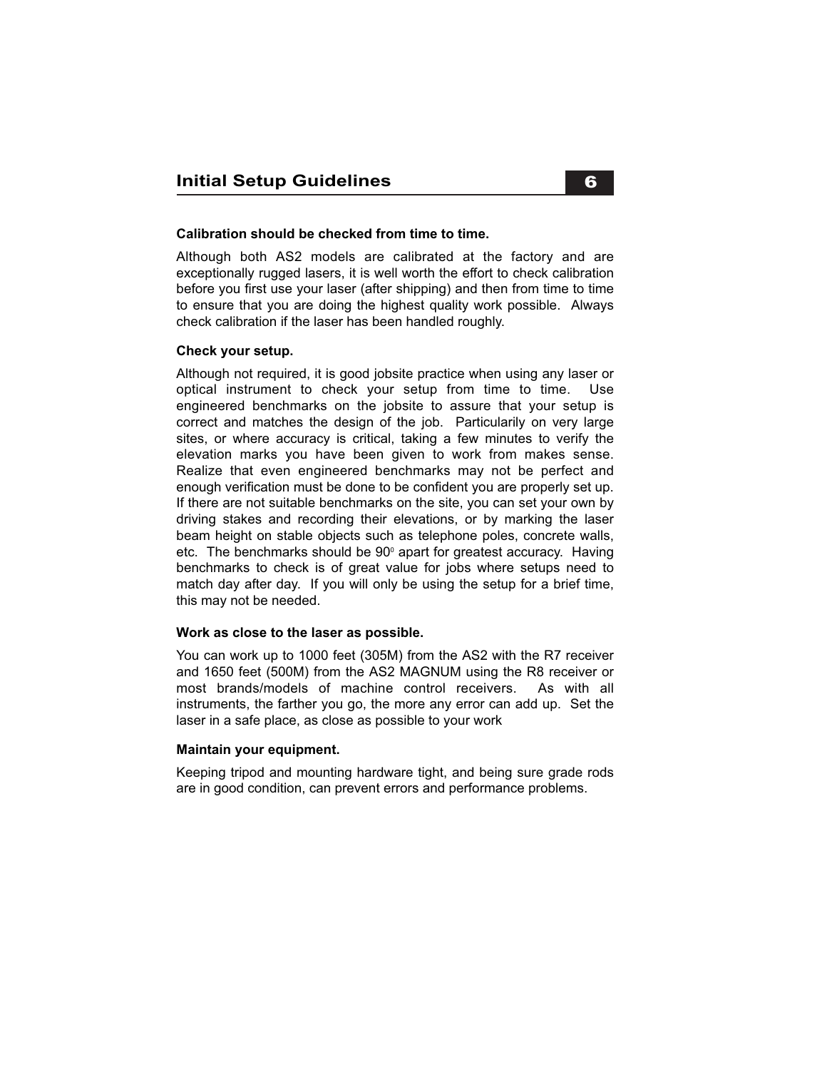## Initial Setup Guidelines

**Calibration should be checked from time to time.**

Although both AS2 models are calibrated at the factory and are exceptionally rugged lasers, it is well worth the effort to check calibration before you first use your laser (after shipping) and then from time to time to ensure that you are doing the highest quality work possible. Always check calibration if the laser has been handled roughly.

**Check your setup.**

Although not required, it is good jobsite practice when using any laser or optical instrument to check your setup from time to time. Use engineered benchmarks on the jobsite to assure that your setup is correct and matches the design of the job. Particularly on very large sites, or where accuracy is critical, taking a few minutes to verify the elevation marks you have been given to work from makes sense. Realize that even engineered benchmarks may not be perfect and enough verification must be done to be confident you are properly set up. If there are not suitable benchmarks on the site, you can set your own by driving stakes and recording their elevations, or by marking the laser beam height on stable objects such as telephone poles, concrete walls, etc. The benchmarks should be $90^0$ apart for greatest accuracy. Having benchmarks to check is of great value for jobs where setups need to match day after day. If you will only be using the setup for a brief time, this may not be needed.

**Work as close to the laser as possible.**

You can work up to 1000 feet (305M) from the AS2 with the R7 receiver and 1650 feet (500M) from the AS2 MAGNUM using the R8 receiver or most brands/models of machine control receivers. As with all instruments, the farther you go, the more any error can add up. Set the laser in a safe place, as close as possible to your work

**Maintain your equipment.**

Keeping tripod and mounting hardware tight, and being sure grade rods are in good condition, can prevent errors and performance problems.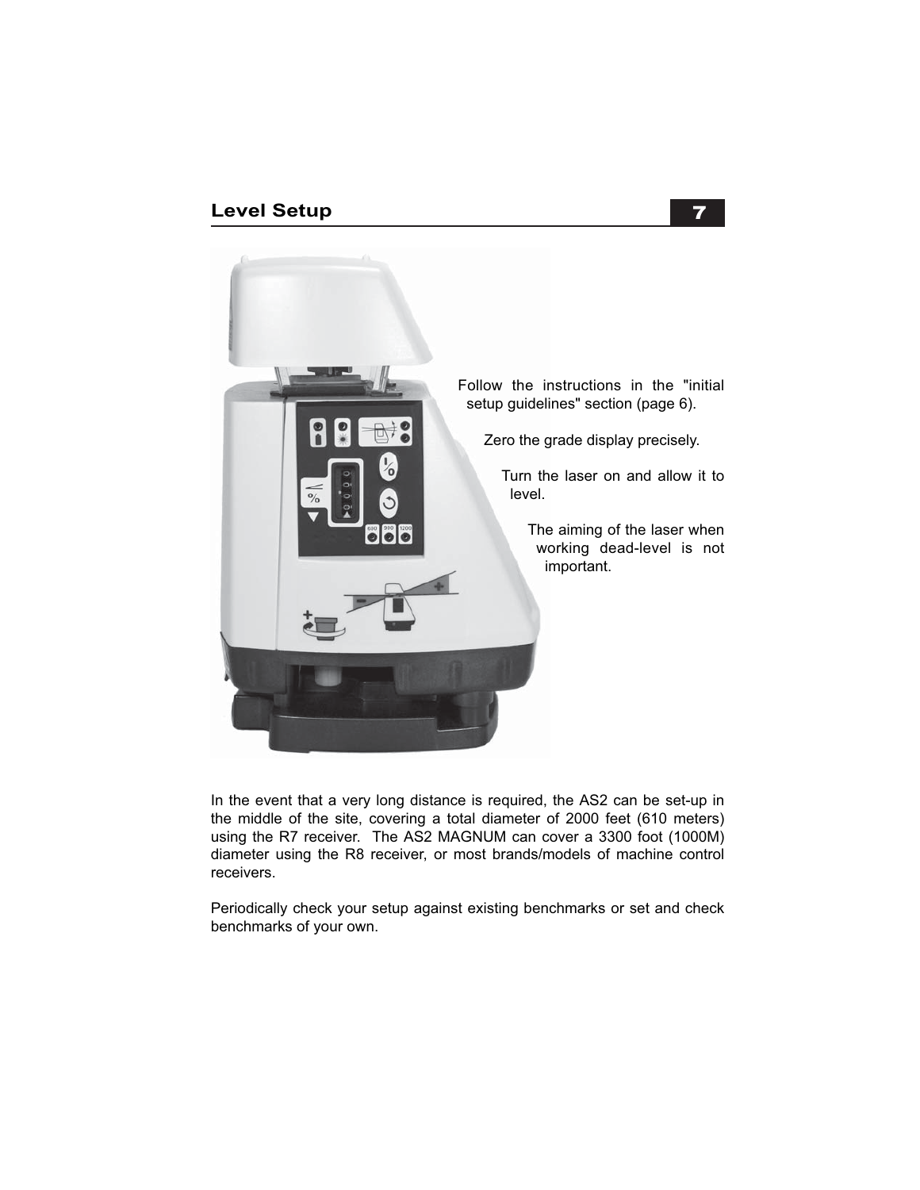## Level Setup

Follow the instructions in the "initial setup guidelines" section (page 6).

Zero the grade display precisely.

Turn the laser on and allow it to level.

The aiming of the laser when working dead-level is not important.

In the event that a very long distance is required, the AS2 can be set-up in the middle of the site, covering a total diameter of 2000 feet (610 meters) using the R7 receiver. The AS2 MAGNUM can cover a 3300 foot (1000M) diameter using the R8 receiver, or most brands/models of machine control receivers.

Periodically check your setup against existing benchmarks or set and check benchmarks of your own.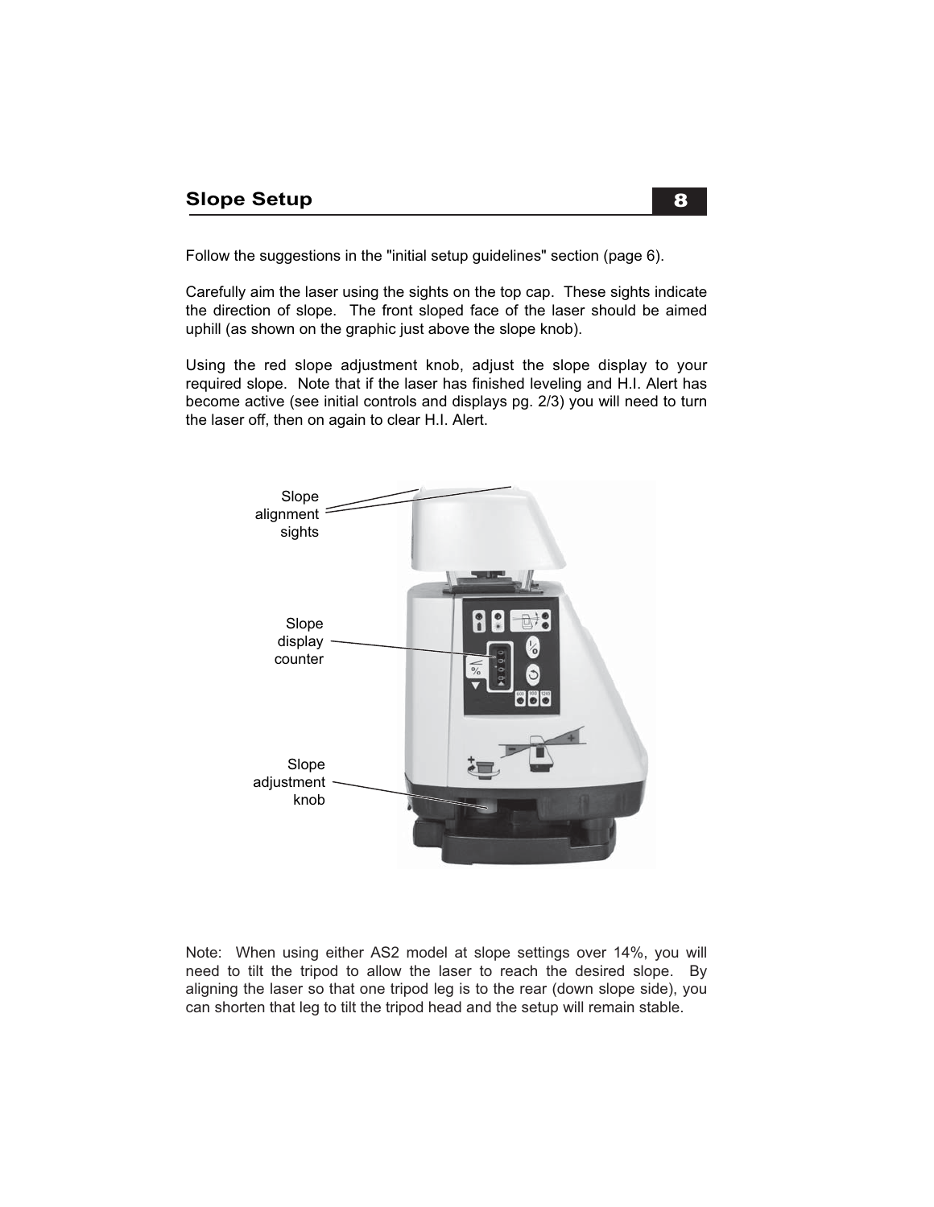## Slope Setup

Follow the suggestions in the "initial setup guidelines" section (page 6).

Carefully aim the laser using the sights on the top cap. These sights indicate the direction of slope. The front sloped face of the laser should be aimed uphill (as shown on the graphic just above the slope knob).

Using the red slope adjustment knob, adjust the slope display to your required slope. Note that if the laser has finished leveling and H.I. Alert has become active (see initial controls and displays pg. 2/3) you will need to turn the laser off, then on again to clear H.I. Alert.

Slope alignment sights

Slope display counter

Slope adjustment knob

Note: When using either AS2 model at slope settings over 14%, you will need to tilt the tripod to allow the laser to reach the desired slope. By aligning the laser so that one tripod leg is to the rear (down slope side), you can shorten that leg to tilt the tripod head and the setup will remain stable.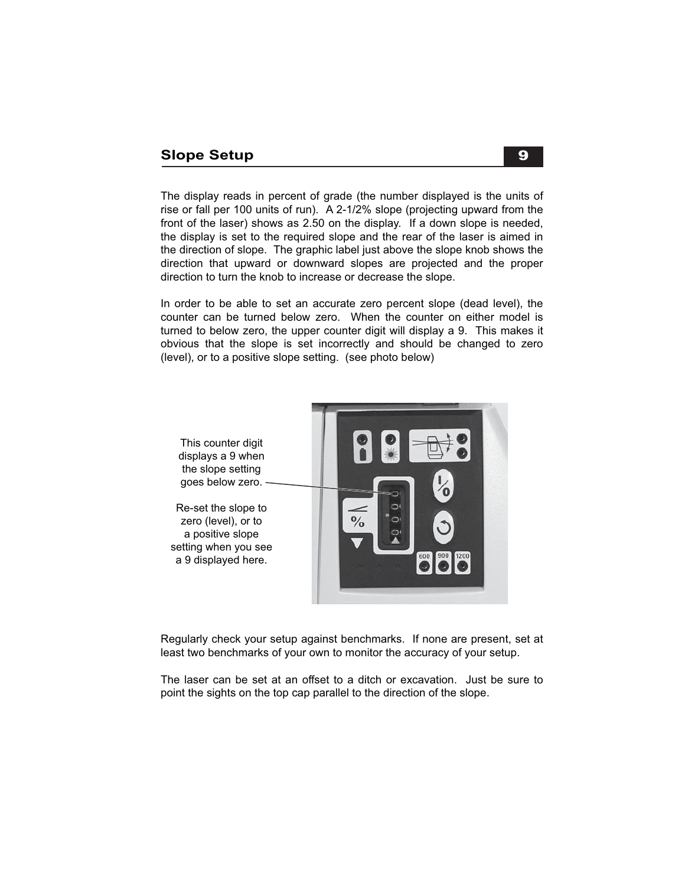## Slope Setup

The display reads in percent of grade (the number displayed is the units of rise or fall per 100 units of run). A 2-1/2% slope (projecting upward from the front of the laser) shows as 2.50 on the display. If a down slope is needed, the display is set to the required slope and the rear of the laser is aimed in the direction of slope. The graphic label just above the slope knob shows the direction that upward or downward slopes are projected and the proper direction to turn the knob to increase or decrease the slope.

In order to be able to set an accurate zero percent slope (dead level), the counter can be turned below zero. When the counter on either model is turned to below zero, the upper counter digit will display a 9. This makes it obvious that the slope is set incorrectly and should be changed to zero (level), or to a positive slope setting. (see photo below)

This counter digit displays a 9 when the slope setting goes below zero.

Re-set the slope to zero (level), or to a positive slope setting when you see a 9 displayed here.

Regularly check your setup against benchmarks. If none are present, set at least two benchmarks of your own to monitor the accuracy of your setup.

The laser can be set at an offset to a ditch or excavation. Just be sure to point the sights on the top cap parallel to the direction of the slope.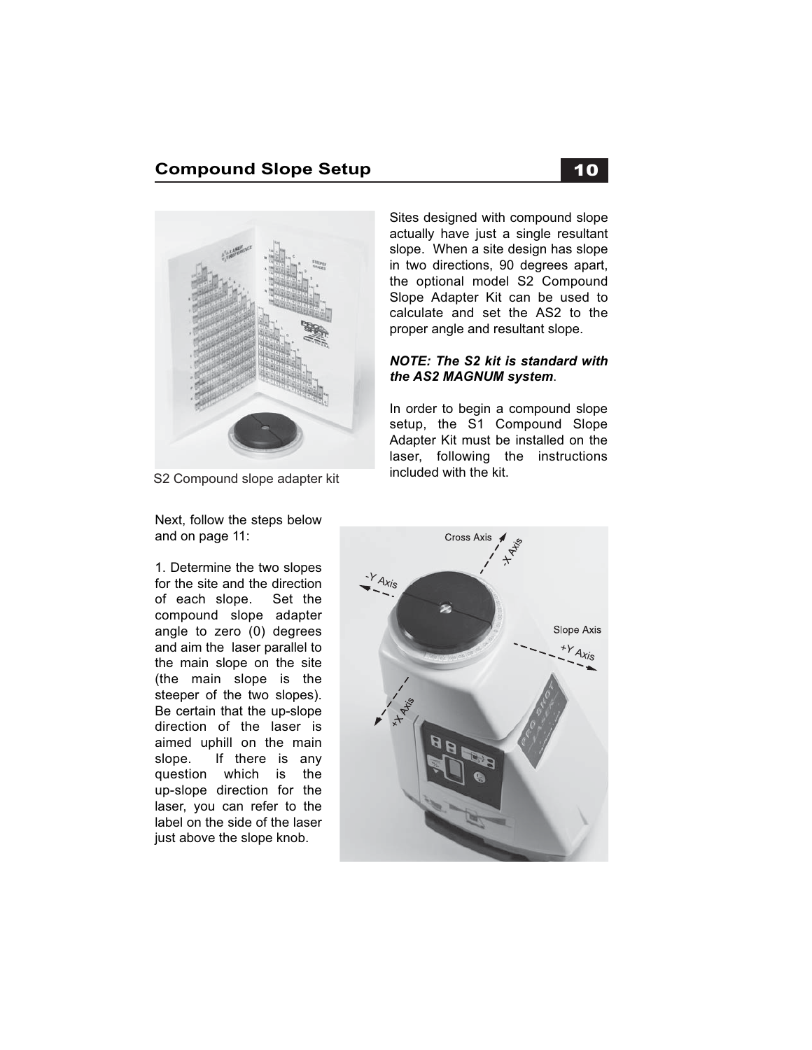## Compound Slope Setup

S2 Compound slope adapter kit

Sites designed with compound slope actually have just a single resultant slope. When a site design has slope in two directions, 90 degrees apart, the optional model S2 Compound Slope Adapter Kit can be used to calculate and set the AS2 to the proper angle and resultant slope.

***NOTE: The S2 kit is standard with the AS2 MAGNUM system***.

In order to begin a compound slope setup, the S1 Compound Slope Adapter Kit must be installed on the laser, following the instructions included with the kit.

Next, follow the steps below and on page 11:

1. Determine the two slopes for the site and the direction of each slope. Set the compound slope adapter angle to zero (0) degrees and aim the laser parallel to the main slope on the site (the main slope is the steeper of the two slopes). Be certain that the up-slope direction of the laser is aimed uphill on the main slope. If there is any question which is the up-slope direction for the laser, you can refer to the label on the side of the laser just above the slope knob.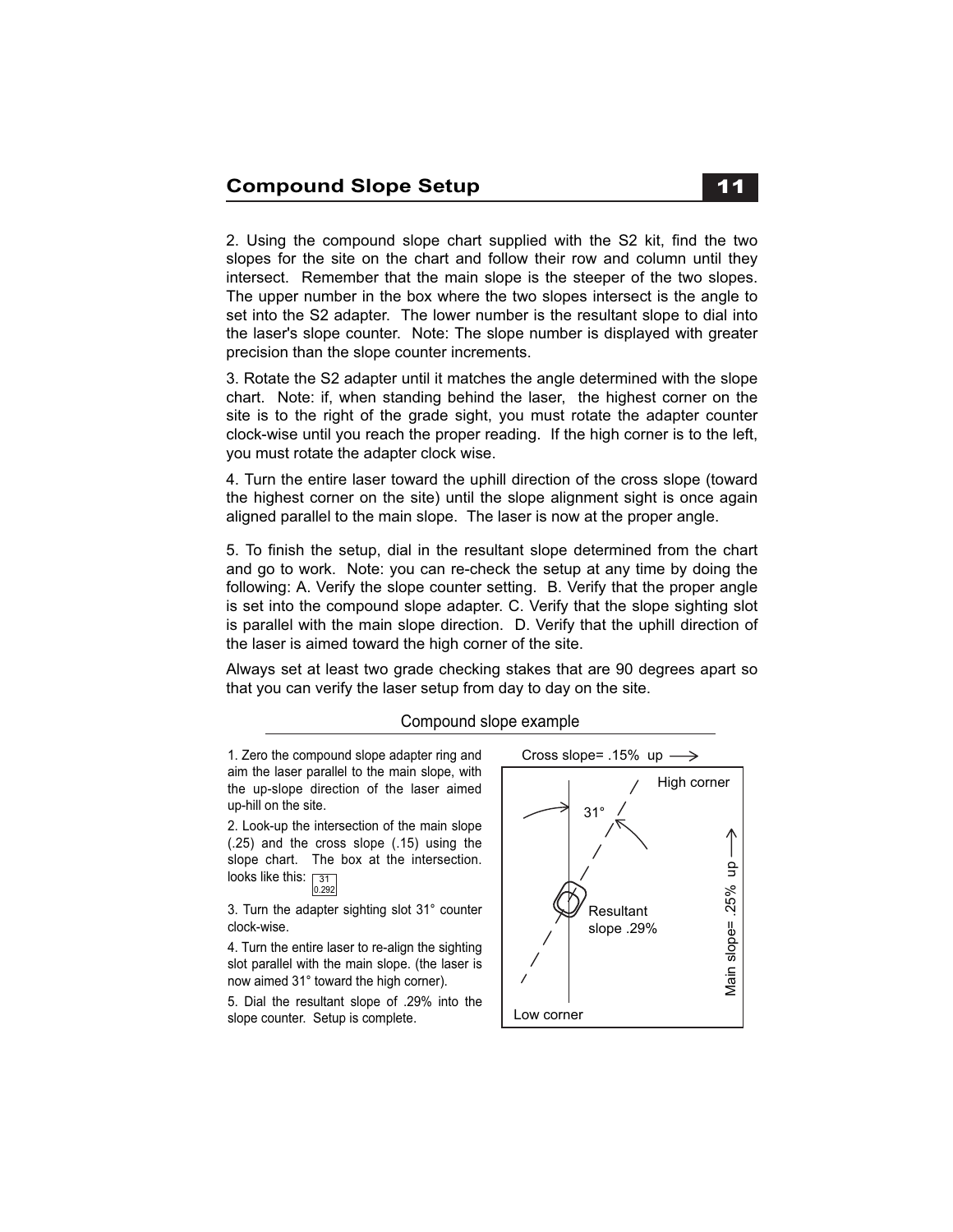## Compound Slope Setup

2. Using the compound slope chart supplied with the S2 kit, find the two slopes for the site on the chart and follow their row and column until they intersect. Remember that the main slope is the steeper of the two slopes. The upper number in the box where the two slopes intersect is the angle to set into the S2 adapter. The lower number is the resultant slope to dial into the laser's slope counter. Note: The slope number is displayed with greater precision than the slope counter increments.

3. Rotate the S2 adapter until it matches the angle determined with the slope chart. Note: if, when standing behind the laser, the highest corner on the site is to the right of the grade sight, you must rotate the adapter counter clock-wise until you reach the proper reading. If the high corner is to the left, you must rotate the adapter clock wise.

4. Turn the entire laser toward the uphill direction of the cross slope (toward the highest corner on the site) until the slope alignment sight is once again aligned parallel to the main slope. The laser is now at the proper angle.

5. To finish the setup, dial in the resultant slope determined from the chart and go to work. Note: you can re-check the setup at any time by doing the following: A. Verify the slope counter setting. B. Verify that the proper angle is set into the compound slope adapter. C. Verify that the slope sighting slot is parallel with the main slope direction. D. Verify that the uphill direction of the laser is aimed toward the high corner of the site.

Always set at least two grade checking stakes that are 90 degrees apart so that you can verify the laser setup from day to day on the site.

### Compound slope example

1. Zero the compound slope adapter ring and aim the laser parallel to the main slope, with the up-slope direction of the laser aimed up-hill on the site.

2. Look-up the intersection of the main slope (.25) and the cross slope (.15) using the slope chart. The box at the intersection. looks like this: 31 / 0.292

3. Turn the adapter sighting slot 31° counter clock-wise.

4. Turn the entire laser to re-align the sighting slot parallel with the main slope. (the laser is now aimed 31° toward the high corner).

5. Dial the resultant slope of .29% into the slope counter. Setup is complete.

Cross slope= .15% up →

High corner

31°

Resultant slope .29%

Main slope= .25% up →

Low corner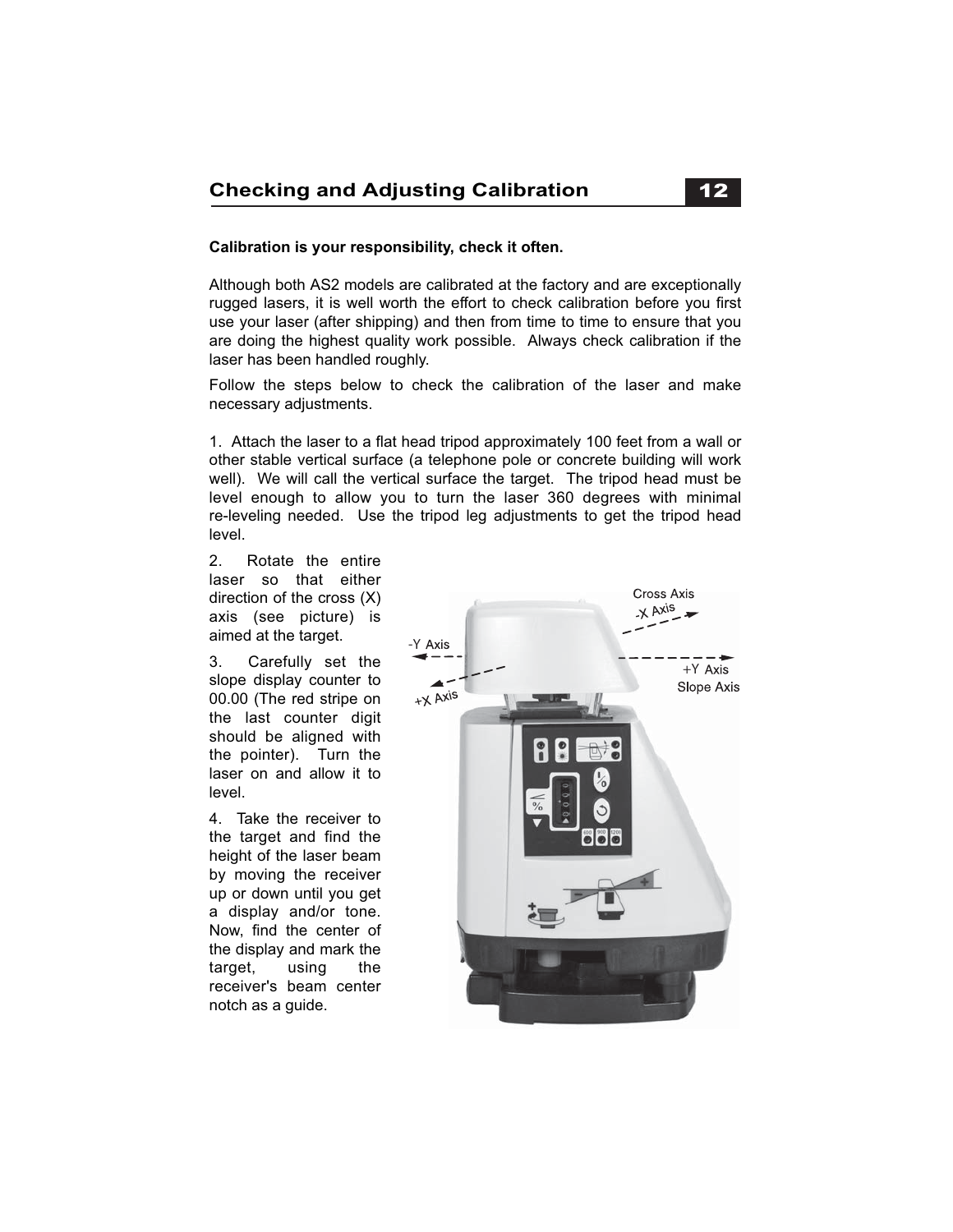## Checking and Adjusting Calibration

**Calibration is your responsibility, check it often.**

Although both AS2 models are calibrated at the factory and are exceptionally rugged lasers, it is well worth the effort to check calibration before you first use your laser (after shipping) and then from time to time to ensure that you are doing the highest quality work possible. Always check calibration if the laser has been handled roughly.

Follow the steps below to check the calibration of the laser and make necessary adjustments.

1. Attach the laser to a flat head tripod approximately 100 feet from a wall or other stable vertical surface (a telephone pole or concrete building will work well). We will call the vertical surface the target. The tripod head must be level enough to allow you to turn the laser 360 degrees with minimal re-leveling needed. Use the tripod leg adjustments to get the tripod head level.

2. Rotate the entire laser so that either direction of the cross (X) axis (see picture) is aimed at the target.

3. Carefully set the slope display counter to 00.00 (The red stripe on the last counter digit should be aligned with the pointer). Turn the laser on and allow it to level.

4. Take the receiver to the target and find the height of the laser beam by moving the receiver up or down until you get a display and/or tone. Now, find the center of the display and mark the target, using the receiver's beam center notch as a guide.

Cross Axis
-X Axis
-Y Axis
+Y Axis
Slope Axis
+X Axis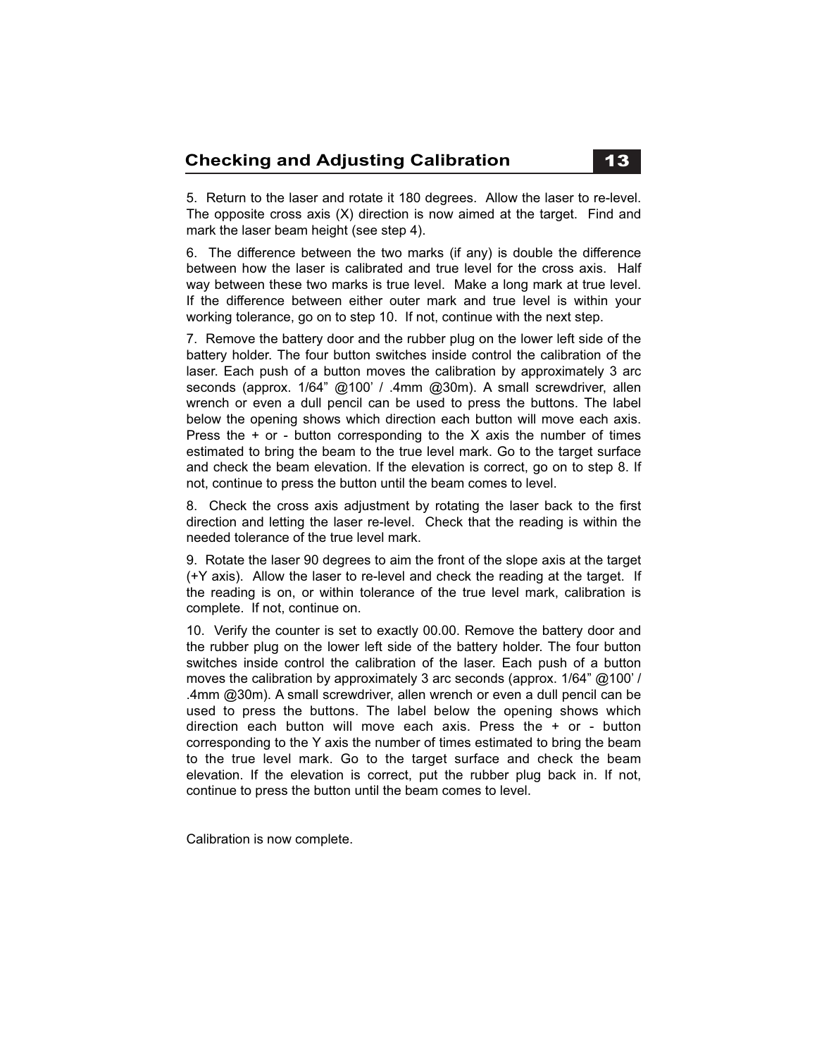## Checking and Adjusting Calibration

5. Return to the laser and rotate it 180 degrees. Allow the laser to re-level. The opposite cross axis (X) direction is now aimed at the target. Find and mark the laser beam height (see step 4).

6. The difference between the two marks (if any) is double the difference between how the laser is calibrated and true level for the cross axis. Half way between these two marks is true level. Make a long mark at true level. If the difference between either outer mark and true level is within your working tolerance, go on to step 10. If not, continue with the next step.

7. Remove the battery door and the rubber plug on the lower left side of the battery holder. The four button switches inside control the calibration of the laser. Each push of a button moves the calibration by approximately 3 arc seconds (approx. 1/64" @100' / .4mm @30m). A small screwdriver, allen wrench or even a dull pencil can be used to press the buttons. The label below the opening shows which direction each button will move each axis. Press the + or - button corresponding to the X axis the number of times estimated to bring the beam to the true level mark. Go to the target surface and check the beam elevation. If the elevation is correct, go on to step 8. If not, continue to press the button until the beam comes to level.

8. Check the cross axis adjustment by rotating the laser back to the first direction and letting the laser re-level. Check that the reading is within the needed tolerance of the true level mark.

9. Rotate the laser 90 degrees to aim the front of the slope axis at the target (+Y axis). Allow the laser to re-level and check the reading at the target. If the reading is on, or within tolerance of the true level mark, calibration is complete. If not, continue on.

10. Verify the counter is set to exactly 00.00. Remove the battery door and the rubber plug on the lower left side of the battery holder. The four button switches inside control the calibration of the laser. Each push of a button moves the calibration by approximately 3 arc seconds (approx. 1/64" @100' / .4mm @30m). A small screwdriver, allen wrench or even a dull pencil can be used to press the buttons. The label below the opening shows which direction each button will move each axis. Press the + or - button corresponding to the Y axis the number of times estimated to bring the beam to the true level mark. Go to the target surface and check the beam elevation. If the elevation is correct, put the rubber plug back in. If not, continue to press the button until the beam comes to level.

Calibration is now complete.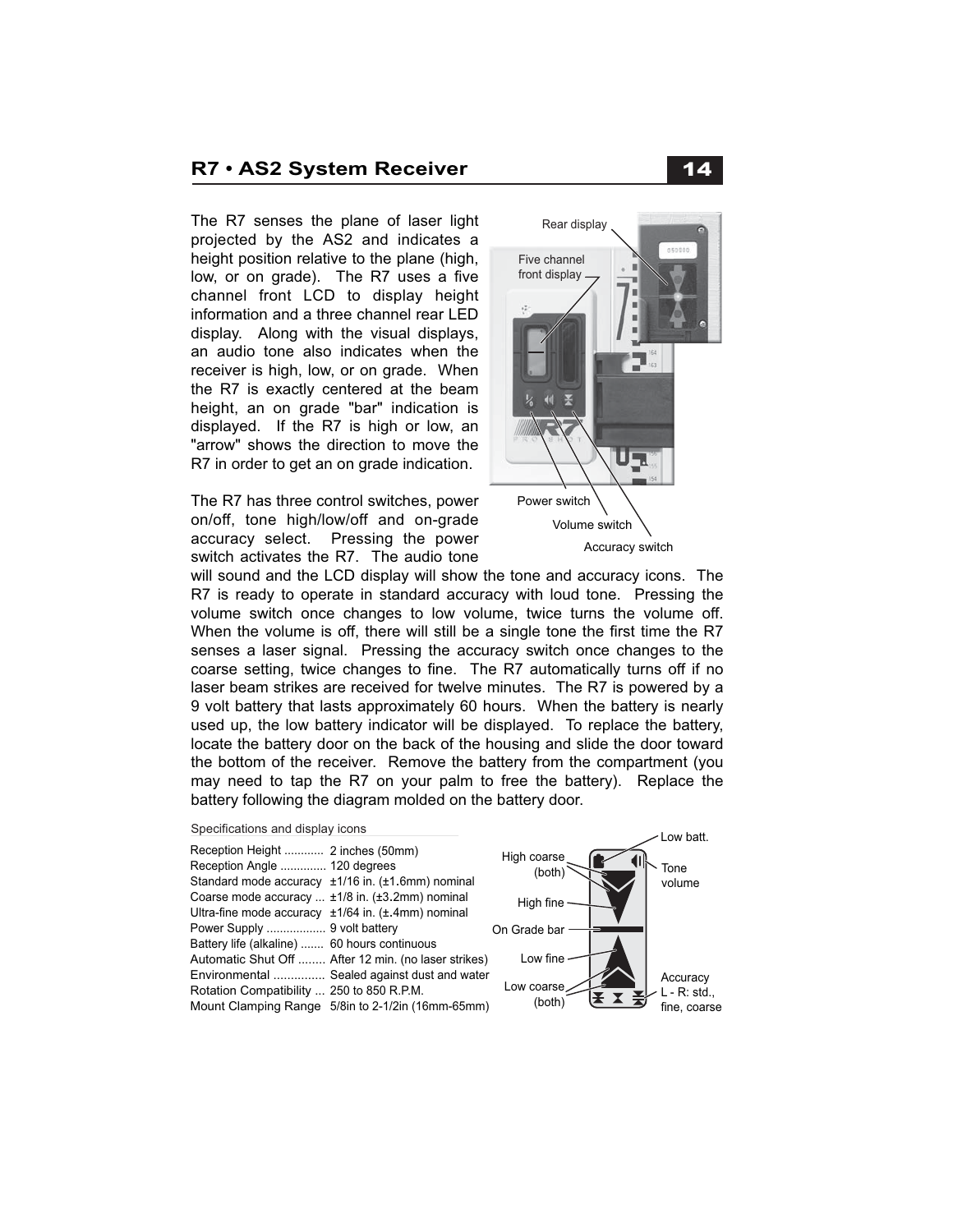## R7 • AS2 System Receiver

The R7 senses the plane of laser light projected by the AS2 and indicates a height position relative to the plane (high, low, or on grade). The R7 uses a five channel front LCD to display height information and a three channel rear LED display. Along with the visual displays, an audio tone also indicates when the receiver is high, low, or on grade. When the R7 is exactly centered at the beam height, an on grade "bar" indication is displayed. If the R7 is high or low, an "arrow" shows the direction to move the R7 in order to get an on grade indication.

Rear display

Five channel front display

Power switch

Volume switch

Accuracy switch

The R7 has three control switches, power on/off, tone high/low/off and on-grade accuracy select. Pressing the power switch activates the R7. The audio tone will sound and the LCD display will show the tone and accuracy icons. The R7 is ready to operate in standard accuracy with loud tone. Pressing the volume switch once changes to low volume, twice turns the volume off. When the volume is off, there will still be a single tone the first time the R7 senses a laser signal. Pressing the accuracy switch once changes to the coarse setting, twice changes to fine. The R7 automatically turns off if no laser beam strikes are received for twelve minutes. The R7 is powered by a 9 volt battery that lasts approximately 60 hours. When the battery is nearly used up, the low battery indicator will be displayed. To replace the battery, locate the battery door on the back of the housing and slide the door toward the bottom of the receiver. Remove the battery from the compartment (you may need to tap the R7 on your palm to free the battery). Replace the battery following the diagram molded on the battery door.

Specifications and display icons

| | |
|---|---|
| Reception Height ............ | 2 inches (50mm) |
| Reception Angle .............. | 120 degrees |
| Standard mode accuracy | ±1/16 in. (±1.6mm) nominal |
| Coarse mode accuracy ... | ±1/8 in. (±3.2mm) nominal |
| Ultra-fine mode accuracy | ±1/64 in. (±.4mm) nominal |
| Power Supply .................. | 9 volt battery |
| Battery life (alkaline) ....... | 60 hours continuous |
| Automatic Shut Off ........ | After 12 min. (no laser strikes) |
| Environmental ............... | Sealed against dust and water |
| Rotation Compatibility ... | 250 to 850 R.P.M. |
| Mount Clamping Range | 5/8in to 2-1/2in (16mm-65mm) |

Low batt.

Tone volume

High coarse (both)

High fine

On Grade bar

Low fine

Low coarse (both)

Accuracy L - R: std., fine, coarse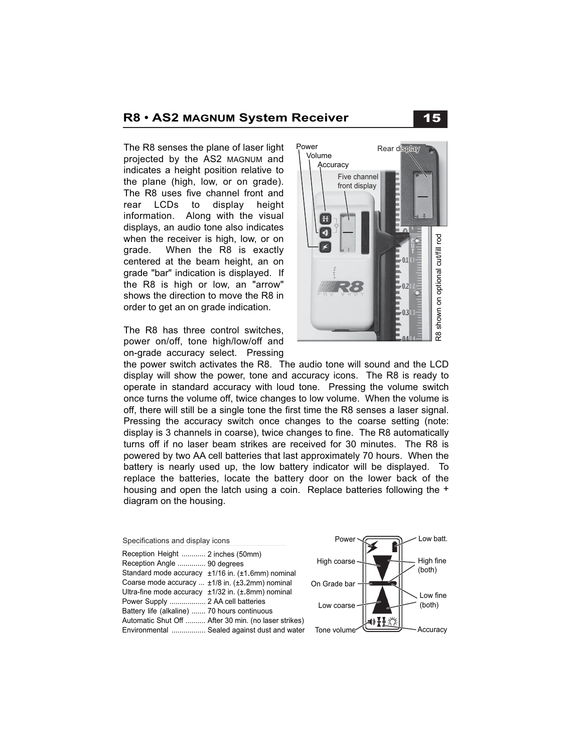## R8 • AS2 MAGNUM System Receiver

The R8 senses the plane of laser light projected by the AS2 MAGNUM and indicates a height position relative to the plane (high, low, or on grade). The R8 uses five channel front and rear LCDs to display height information. Along with the visual displays, an audio tone also indicates when the receiver is high, low, or on grade. When the R8 is exactly centered at the beam height, an on grade "bar" indication is displayed. If the R8 is high or low, an "arrow" shows the direction to move the R8 in order to get an on grade indication.

The R8 has three control switches, power on/off, tone high/low/off and on-grade accuracy select. Pressing the power switch activates the R8. The audio tone will sound and the LCD display will show the power, tone and accuracy icons. The R8 is ready to operate in standard accuracy with loud tone. Pressing the volume switch once turns the volume off, twice changes to low volume. When the volume is off, there will still be a single tone the first time the R8 senses a laser signal. Pressing the accuracy switch once changes to the coarse setting (note: display is 3 channels in coarse), twice changes to fine. The R8 automatically turns off if no laser beam strikes are received for 30 minutes. The R8 is powered by two AA cell batteries that last approximately 70 hours. When the battery is nearly used up, the low battery indicator will be displayed. To replace the batteries, locate the battery door on the lower back of the housing and open the latch using a coin. Replace batteries following the + diagram on the housing.

Specifications and display icons

| | |
|---|---|
| Reception Height | 2 inches (50mm) |
| Reception Angle | 90 degrees |
| Standard mode accuracy | ±1/16 in. (±1.6mm) nominal |
| Coarse mode accuracy | ±1/8 in. (±3.2mm) nominal |
| Ultra-fine mode accuracy | ±1/32 in. (±.8mm) nominal |
| Power Supply | 2 AA cell batteries |
| Battery life (alkaline) | 70 hours continuous |
| Automatic Shut Off | After 30 min. (no laser strikes) |
| Environmental | Sealed against dust and water |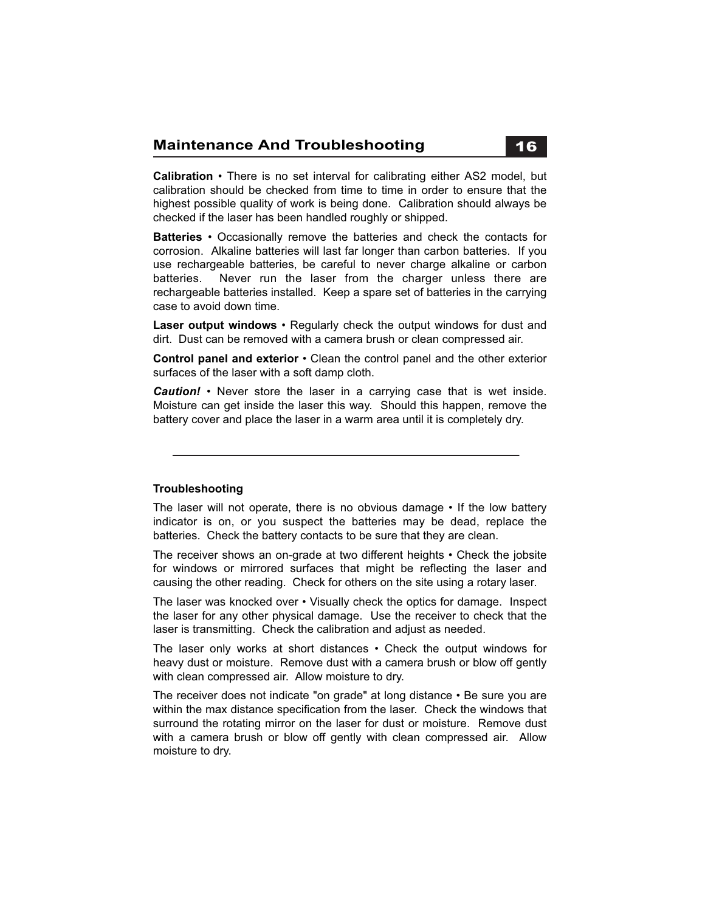## Maintenance And Troubleshooting

**Calibration** • There is no set interval for calibrating either AS2 model, but calibration should be checked from time to time in order to ensure that the highest possible quality of work is being done. Calibration should always be checked if the laser has been handled roughly or shipped.

**Batteries** • Occasionally remove the batteries and check the contacts for corrosion. Alkaline batteries will last far longer than carbon batteries. If you use rechargeable batteries, be careful to never charge alkaline or carbon batteries. Never run the laser from the charger unless there are rechargeable batteries installed. Keep a spare set of batteries in the carrying case to avoid down time.

**Laser output windows** • Regularly check the output windows for dust and dirt. Dust can be removed with a camera brush or clean compressed air.

**Control panel and exterior** • Clean the control panel and the other exterior surfaces of the laser with a soft damp cloth.

***Caution!*** • Never store the laser in a carrying case that is wet inside. Moisture can get inside the laser this way. Should this happen, remove the battery cover and place the laser in a warm area until it is completely dry.

---

### Troubleshooting

The laser will not operate, there is no obvious damage • If the low battery indicator is on, or you suspect the batteries may be dead, replace the batteries. Check the battery contacts to be sure that they are clean.

The receiver shows an on-grade at two different heights • Check the jobsite for windows or mirrored surfaces that might be reflecting the laser and causing the other reading. Check for others on the site using a rotary laser.

The laser was knocked over • Visually check the optics for damage. Inspect the laser for any other physical damage. Use the receiver to check that the laser is transmitting. Check the calibration and adjust as needed.

The laser only works at short distances • Check the output windows for heavy dust or moisture. Remove dust with a camera brush or blow off gently with clean compressed air. Allow moisture to dry.

The receiver does not indicate "on grade" at long distance • Be sure you are within the max distance specification from the laser. Check the windows that surround the rotating mirror on the laser for dust or moisture. Remove dust with a camera brush or blow off gently with clean compressed air. Allow moisture to dry.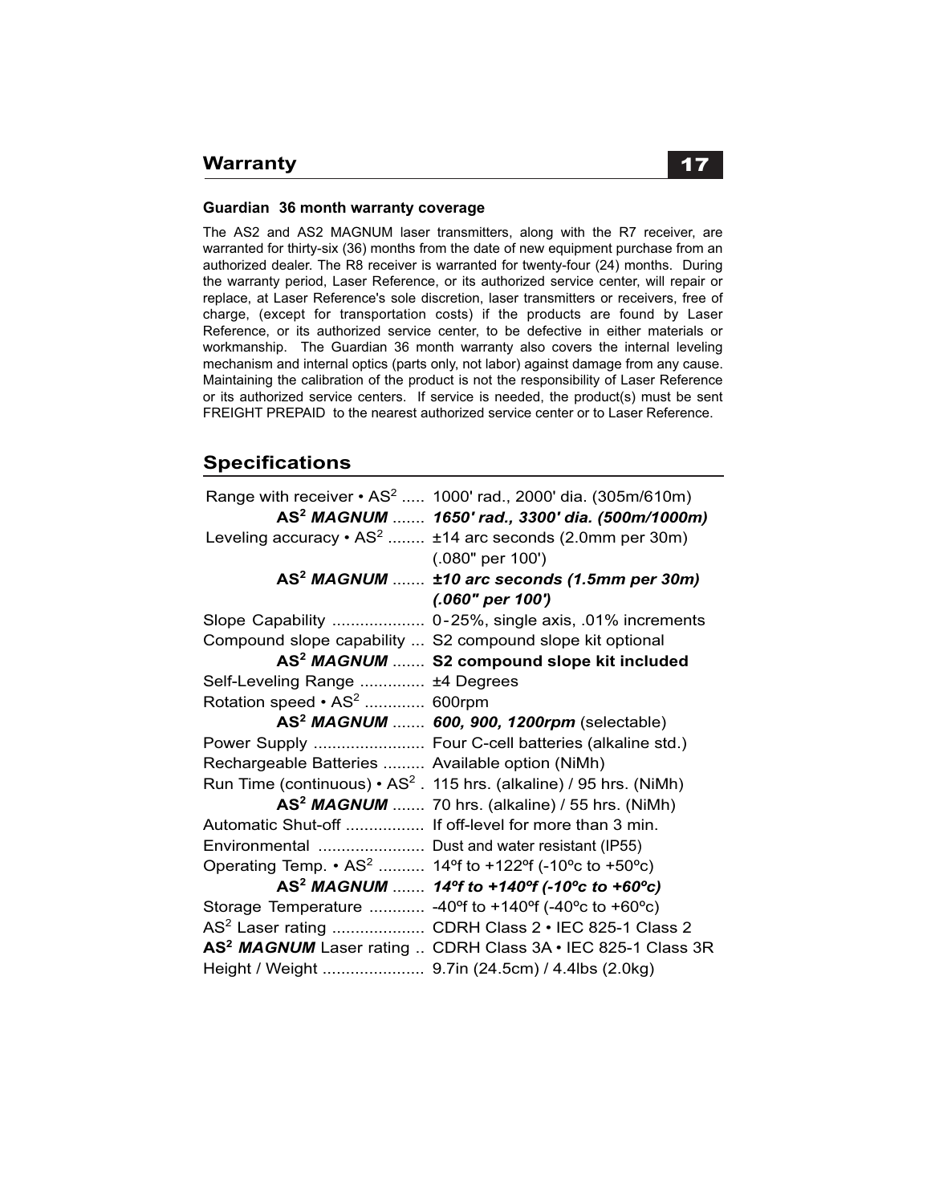## Warranty

### Guardian 36 month warranty coverage

The AS2 and AS2 MAGNUM laser transmitters, along with the R7 receiver, are warranted for thirty-six (36) months from the date of new equipment purchase from an authorized dealer. The R8 receiver is warranted for twenty-four (24) months. During the warranty period, Laser Reference, or its authorized service center, will repair or replace, at Laser Reference's sole discretion, laser transmitters or receivers, free of charge, (except for transportation costs) if the products are found by Laser Reference, or its authorized service center, to be defective in either materials or workmanship. The Guardian 36 month warranty also covers the internal leveling mechanism and internal optics (parts only, not labor) against damage from any cause. Maintaining the calibration of the product is not the responsibility of Laser Reference or its authorized service centers. If service is needed, the product(s) must be sent FREIGHT PREPAID to the nearest authorized service center or to Laser Reference.

## Specifications

| | |
|---|---|
| Range with receiver • AS$^2$ | 1000' rad., 2000' dia. (305m/610m) |
| **AS$^2$ *MAGNUM*** | ***1650' rad., 3300' dia. (500m/1000m)*** |
| Leveling accuracy • AS$^2$ | ±14 arc seconds (2.0mm per 30m) (.080" per 100') |
| **AS$^2$ *MAGNUM*** | ***±10 arc seconds (1.5mm per 30m) (.060" per 100')*** |
| Slope Capability | 0-25%, single axis, .01% increments |
| Compound slope capability | S2 compound slope kit optional |
| **AS$^2$ *MAGNUM*** | **S2 compound slope kit included** |
| Self-Leveling Range | ±4 Degrees |
| Rotation speed • AS$^2$ | 600rpm |
| **AS$^2$ *MAGNUM*** | ***600, 900, 1200rpm*** (selectable) |
| Power Supply | Four C-cell batteries (alkaline std.) |
| Rechargeable Batteries | Available option (NiMh) |
| Run Time (continuous) • AS$^2$ | 115 hrs. (alkaline) / 95 hrs. (NiMh) |
| **AS$^2$ *MAGNUM*** | 70 hrs. (alkaline) / 55 hrs. (NiMh) |
| Automatic Shut-off | If off-level for more than 3 min. |
| Environmental | Dust and water resistant (IP55) |
| Operating Temp. • AS$^2$ | 14ºf to +122ºf (-10ºc to +50ºc) |
| **AS$^2$ *MAGNUM*** | ***14ºf to +140ºf (-10ºc to +60ºc)*** |
| Storage Temperature | -40ºf to +140ºf (-40ºc to +60ºc) |
| AS$^2$ Laser rating | CDRH Class 2 • IEC 825-1 Class 2 |
| **AS$^2$ *MAGNUM*** Laser rating | CDRH Class 3A • IEC 825-1 Class 3R |
| Height / Weight | 9.7in (24.5cm) / 4.4lbs (2.0kg) |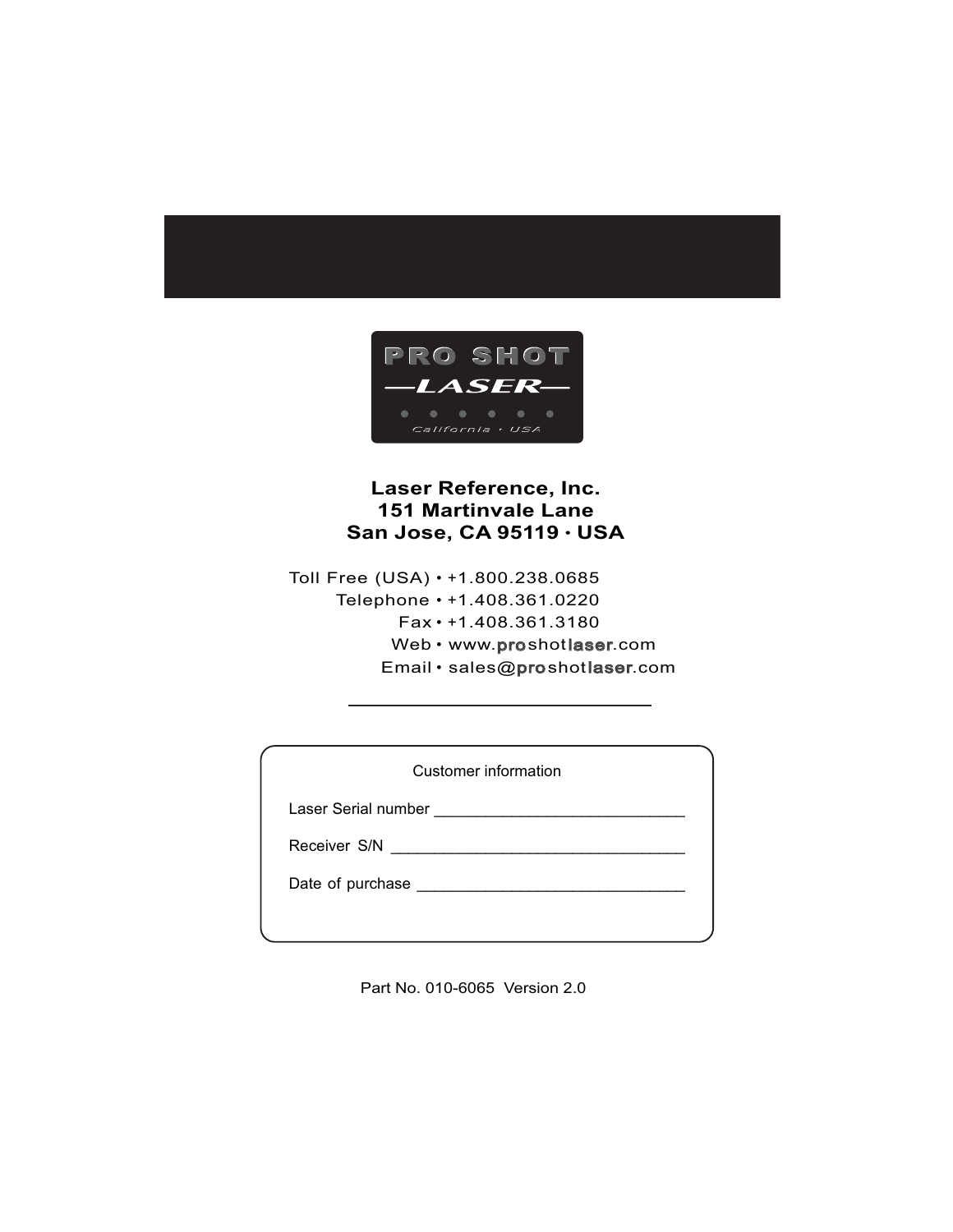PRO SHOT
—LASER—
California • USA

**Laser Reference, Inc.**
**151 Martinvale Lane**
**San Jose, CA 95119 · USA**

Toll Free (USA) • +1.800.238.0685
Telephone • +1.408.361.0220
Fax • +1.408.361.3180
Web • www.proshotlaser.com
Email • sales@proshotlaser.com

---

Customer information

Laser Serial number ______________________________

Receiver S/N ___________________________________

Date of purchase ________________________________

Part No. 010-6065 Version 2.0